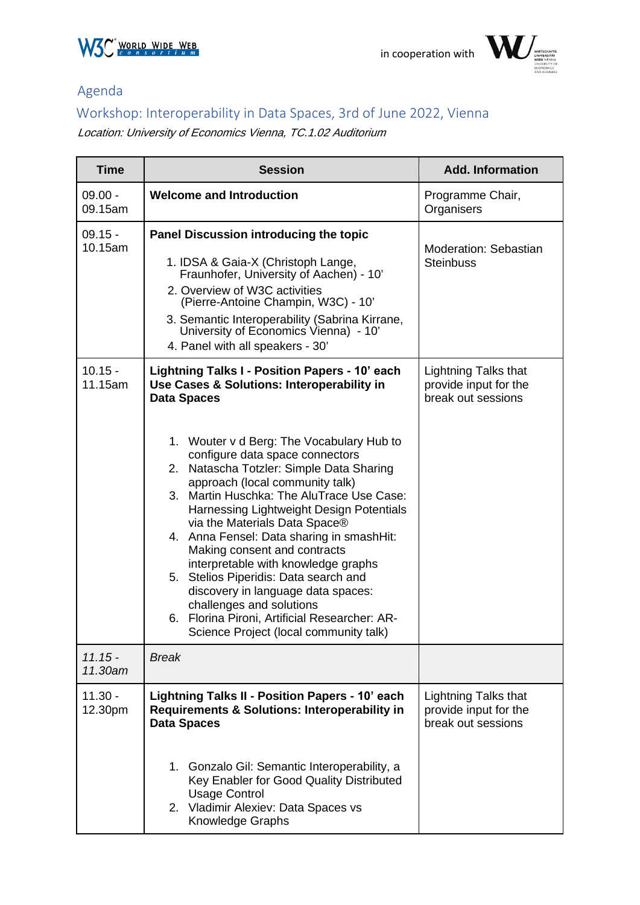in cooperation with

## Agenda

## Workshop: Interoperability in Data Spaces, 3rd of June 2022, Vienna

*Location: University of Economics Vienna, TC.1.02 Auditorium*

| Time | Session | Add. Information |
|---|---|---|
| 09.00 - 09.15am | **Welcome and Introduction** | Programme Chair, Organisers |
| 09.15 - 10.15am | **Panel Discussion introducing the topic**<br>1. IDSA & Gaia-X (Christoph Lange, Fraunhofer, University of Aachen) - 10'<br>2. Overview of W3C activities (Pierre-Antoine Champin, W3C) - 10'<br>3. Semantic Interoperability (Sabrina Kirrane, University of Economics Vienna) - 10'<br>4. Panel with all speakers - 30' | Moderation: Sebastian Steinbuss |
| 10.15 - 11.15am | **Lightning Talks I - Position Papers - 10' each**<br>**Use Cases & Solutions: Interoperability in Data Spaces**<br>1. Wouter v d Berg: The Vocabulary Hub to configure data space connectors<br>2. Natascha Totzler: Simple Data Sharing approach (local community talk)<br>3. Martin Huschka: The AluTrace Use Case: Harnessing Lightweight Design Potentials via the Materials Data Space®<br>4. Anna Fensel: Data sharing in smashHit: Making consent and contracts interpretable with knowledge graphs<br>5. Stelios Piperidis: Data search and discovery in language data spaces: challenges and solutions<br>6. Florina Pironi, Artificial Researcher: AR-Science Project (local community talk) | Lightning Talks that provide input for the break out sessions |
| *11.15 - 11.30am* | *Break* | |
| 11.30 - 12.30pm | **Lightning Talks II - Position Papers - 10' each**<br>**Requirements & Solutions: Interoperability in Data Spaces**<br>1. Gonzalo Gil: Semantic Interoperability, a Key Enabler for Good Quality Distributed Usage Control<br>2. Vladimir Alexiev: Data Spaces vs Knowledge Graphs | Lightning Talks that provide input for the break out sessions |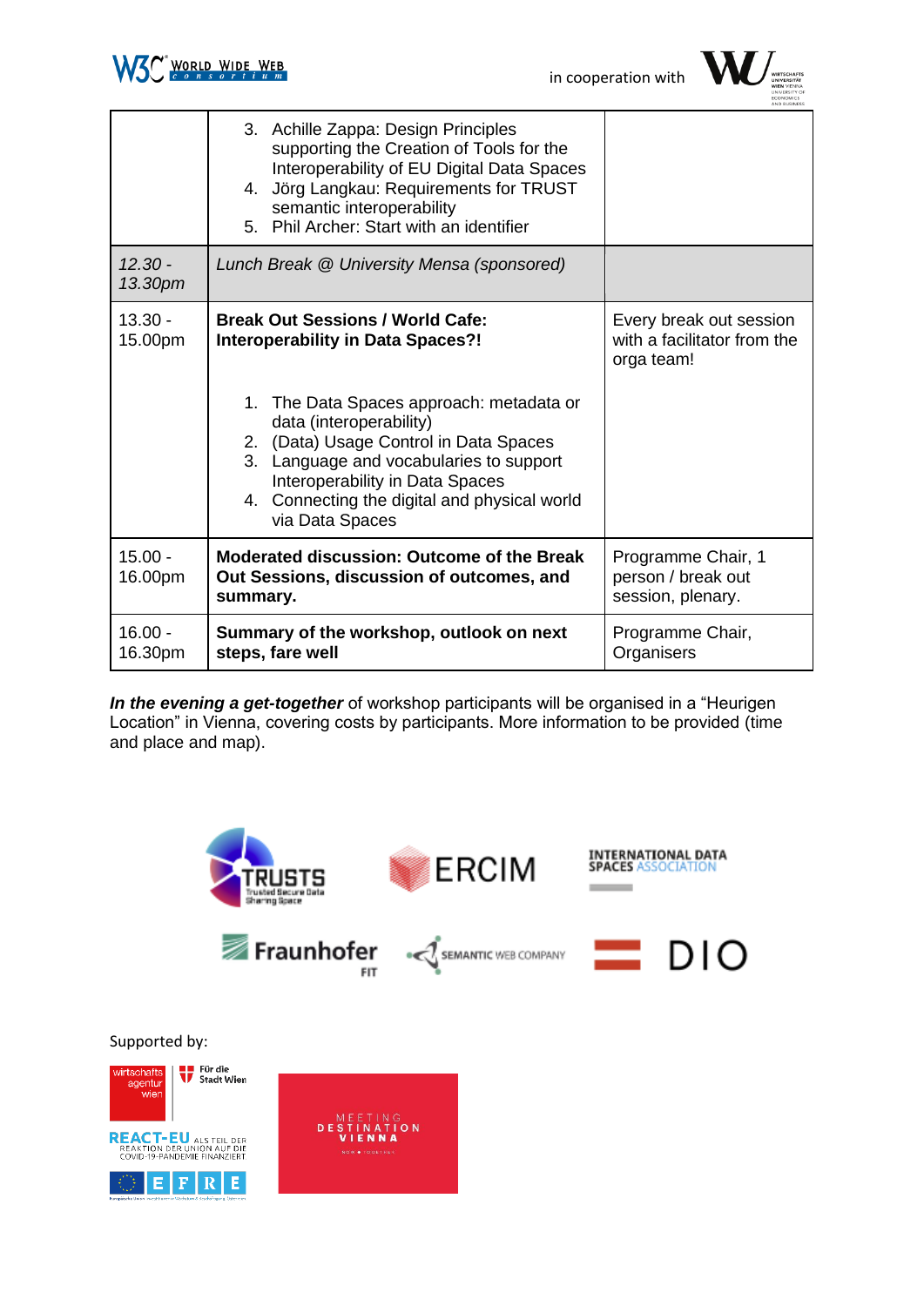| | | |
|---|---|---|
| | 3. Achille Zappa: Design Principles supporting the Creation of Tools for the Interoperability of EU Digital Data Spaces<br>4. Jörg Langkau: Requirements for TRUST semantic interoperability<br>5. Phil Archer: Start with an identifier | |
| *12.30 - 13.30pm* | *Lunch Break @ University Mensa (sponsored)* | |
| 13.30 - 15.00pm | **Break Out Sessions / World Cafe: Interoperability in Data Spaces?!**<br><br>1. The Data Spaces approach: metadata or data (interoperability)<br>2. (Data) Usage Control in Data Spaces<br>3. Language and vocabularies to support Interoperability in Data Spaces<br>4. Connecting the digital and physical world via Data Spaces | Every break out session with a facilitator from the orga team! |
| 15.00 - 16.00pm | **Moderated discussion: Outcome of the Break Out Sessions, discussion of outcomes, and summary.** | Programme Chair, 1 person / break out session, plenary. |
| 16.00 - 16.30pm | **Summary of the workshop, outlook on next steps, fare well** | Programme Chair, Organisers |

***In the evening a get-together*** of workshop participants will be organised in a "Heurigen Location" in Vienna, covering costs by participants. More information to be provided (time and place and map).

Supported by: